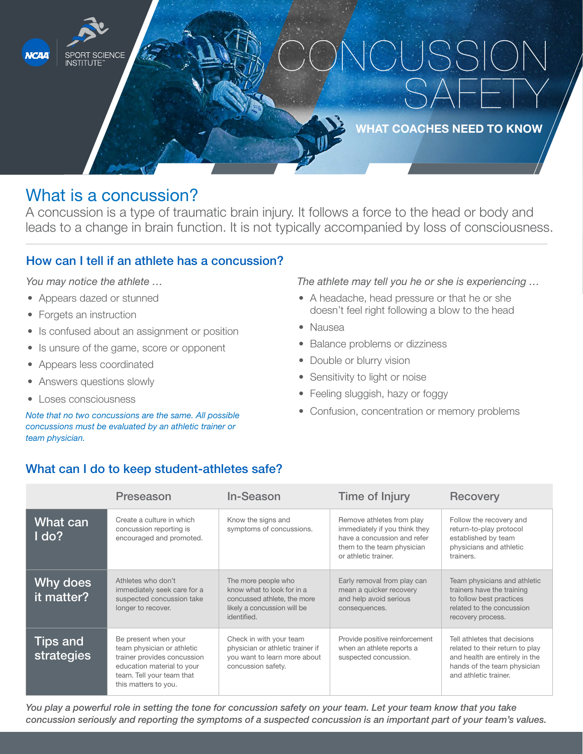NCAA SPORT SCIENCE INSTITUTE™

# CONCUSSION SAFETY

**WHAT COACHES NEED TO KNOW**

## What is a concussion?

A concussion is a type of traumatic brain injury. It follows a force to the head or body and leads to a change in brain function. It is not typically accompanied by loss of consciousness.

### How can I tell if an athlete has a concussion?

*You may notice the athlete …*

- Appears dazed or stunned
- Forgets an instruction
- Is confused about an assignment or position
- Is unsure of the game, score or opponent
- Appears less coordinated
- Answers questions slowly
- Loses consciousness

*Note that no two concussions are the same. All possible concussions must be evaluated by an athletic trainer or team physician.*

*The athlete may tell you he or she is experiencing …*

- A headache, head pressure or that he or she doesn't feel right following a blow to the head
- Nausea
- Balance problems or dizziness
- Double or blurry vision
- Sensitivity to light or noise
- Feeling sluggish, hazy or foggy
- Confusion, concentration or memory problems

### What can I do to keep student-athletes safe?

| | Preseason | In-Season | Time of Injury | Recovery |
|---|---|---|---|---|
| **What can I do?** | Create a culture in which concussion reporting is encouraged and promoted. | Know the signs and symptoms of concussions. | Remove athletes from play immediately if you think they have a concussion and refer them to the team physician or athletic trainer. | Follow the recovery and return-to-play protocol established by team physicians and athletic trainers. |
| **Why does it matter?** | Athletes who don't immediately seek care for a suspected concussion take longer to recover. | The more people who know what to look for in a concussed athlete, the more likely a concussion will be identified. | Early removal from play can mean a quicker recovery and help avoid serious consequences. | Team physicians and athletic trainers have the training to follow best practices related to the concussion recovery process. |
| **Tips and strategies** | Be present when your team physician or athletic trainer provides concussion education material to your team. Tell your team that this matters to you. | Check in with your team physician or athletic trainer if you want to learn more about concussion safety. | Provide positive reinforcement when an athlete reports a suspected concussion. | Tell athletes that decisions related to their return to play and health are entirely in the hands of the team physician and athletic trainer. |

*You play a powerful role in setting the tone for concussion safety on your team. Let your team know that you take concussion seriously and reporting the symptoms of a suspected concussion is an important part of your team's values.*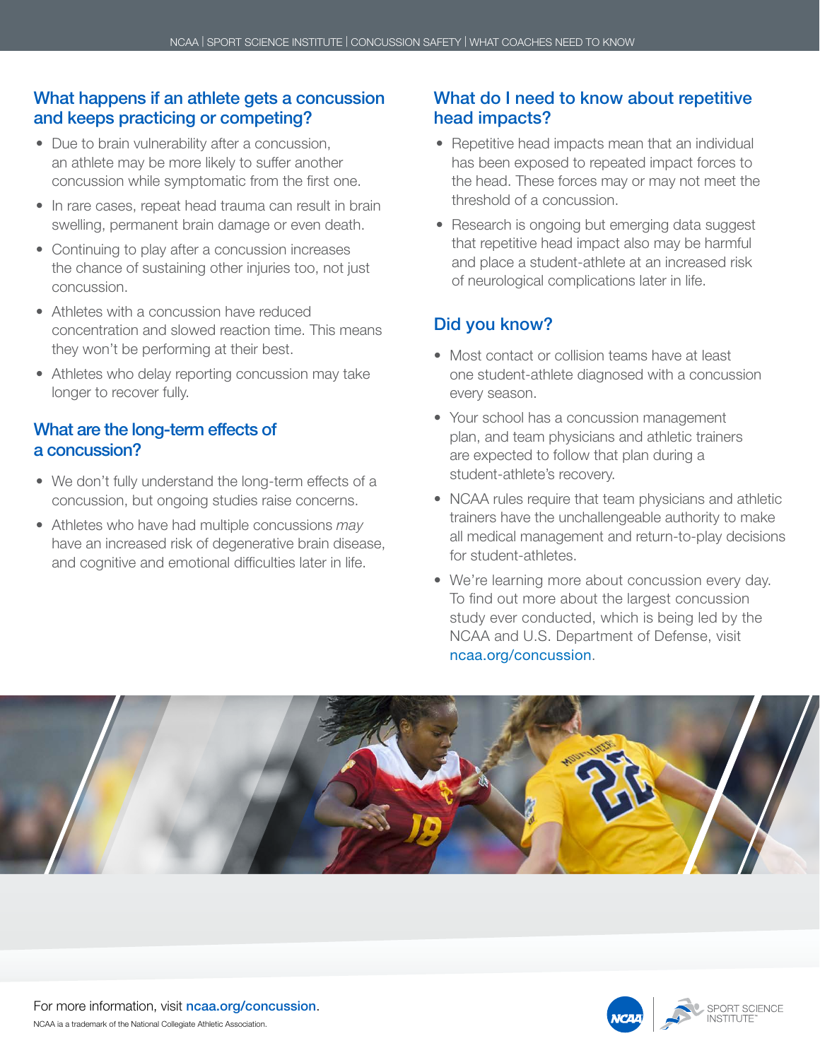## What happens if an athlete gets a concussion and keeps practicing or competing?

- Due to brain vulnerability after a concussion, an athlete may be more likely to suffer another concussion while symptomatic from the first one.
- In rare cases, repeat head trauma can result in brain swelling, permanent brain damage or even death.
- Continuing to play after a concussion increases the chance of sustaining other injuries too, not just concussion.
- Athletes with a concussion have reduced concentration and slowed reaction time. This means they won't be performing at their best.
- Athletes who delay reporting concussion may take longer to recover fully.

## What are the long-term effects of a concussion?

- We don't fully understand the long-term effects of a concussion, but ongoing studies raise concerns.
- Athletes who have had multiple concussions *may* have an increased risk of degenerative brain disease, and cognitive and emotional difficulties later in life.

## What do I need to know about repetitive head impacts?

- Repetitive head impacts mean that an individual has been exposed to repeated impact forces to the head. These forces may or may not meet the threshold of a concussion.
- Research is ongoing but emerging data suggest that repetitive head impact also may be harmful and place a student-athlete at an increased risk of neurological complications later in life.

## Did you know?

- Most contact or collision teams have at least one student-athlete diagnosed with a concussion every season.
- Your school has a concussion management plan, and team physicians and athletic trainers are expected to follow that plan during a student-athlete's recovery.
- NCAA rules require that team physicians and athletic trainers have the unchallengeable authority to make all medical management and return-to-play decisions for student-athletes.
- We're learning more about concussion every day. To find out more about the largest concussion study ever conducted, which is being led by the NCAA and U.S. Department of Defense, visit ncaa.org/concussion.

For more information, visit **ncaa.org/concussion**.

NCAA ia a trademark of the National Collegiate Athletic Association.